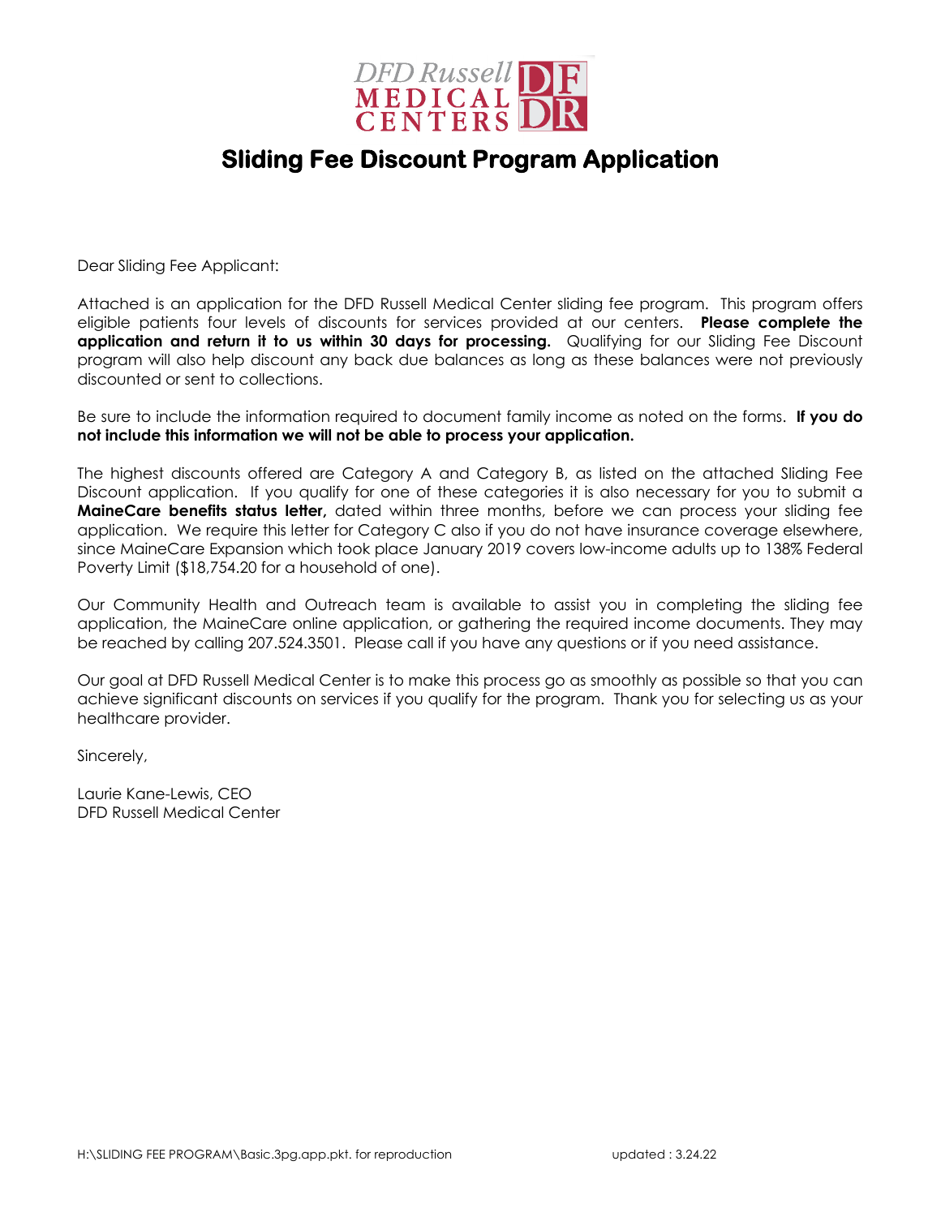DFD Russell MEDICAL CENTERS

# Sliding Fee Discount Program Application

Dear Sliding Fee Applicant:

Attached is an application for the DFD Russell Medical Center sliding fee program. This program offers eligible patients four levels of discounts for services provided at our centers. **Please complete the application and return it to us within 30 days for processing.** Qualifying for our Sliding Fee Discount program will also help discount any back due balances as long as these balances were not previously discounted or sent to collections.

Be sure to include the information required to document family income as noted on the forms. **If you do not include this information we will not be able to process your application.**

The highest discounts offered are Category A and Category B, as listed on the attached Sliding Fee Discount application. If you qualify for one of these categories it is also necessary for you to submit a **MaineCare benefits status letter,** dated within three months, before we can process your sliding fee application. We require this letter for Category C also if you do not have insurance coverage elsewhere, since MaineCare Expansion which took place January 2019 covers low-income adults up to 138% Federal Poverty Limit ($18,754.20 for a household of one).

Our Community Health and Outreach team is available to assist you in completing the sliding fee application, the MaineCare online application, or gathering the required income documents. They may be reached by calling 207.524.3501. Please call if you have any questions or if you need assistance.

Our goal at DFD Russell Medical Center is to make this process go as smoothly as possible so that you can achieve significant discounts on services if you qualify for the program. Thank you for selecting us as your healthcare provider.

Sincerely,

Laurie Kane-Lewis, CEO
DFD Russell Medical Center

H:\SLIDING FEE PROGRAM\Basic.3pg.app.pkt. for reproduction updated : 3.24.22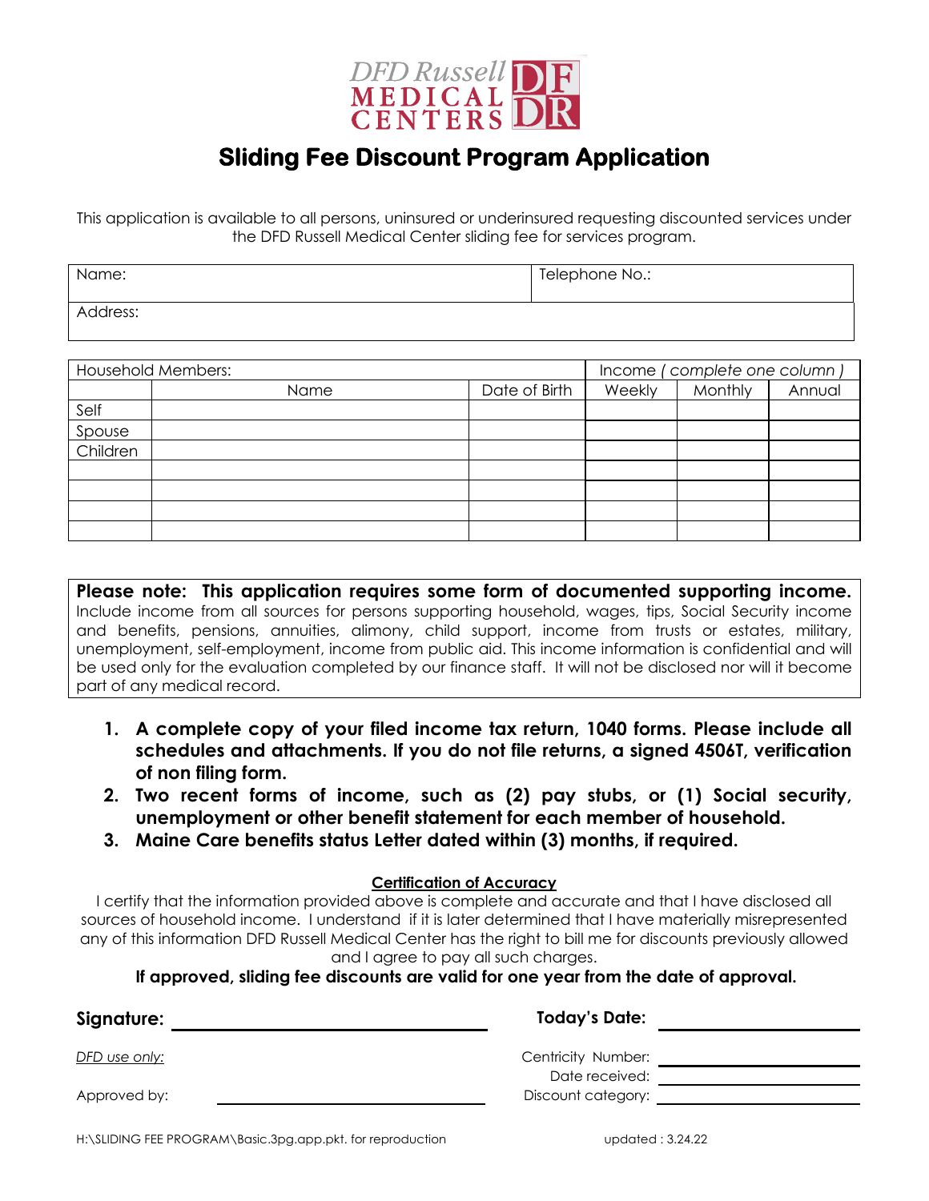DFD Russell MEDICAL CENTERS

# Sliding Fee Discount Program Application

This application is available to all persons, uninsured or underinsured requesting discounted services under the DFD Russell Medical Center sliding fee for services program.

| Name: | Telephone No.: |
|---|---|
| Address: | |

| Household Members: | | | Income ( *complete one column* ) | | |
|---|---|---|---|---|---|
| | Name | Date of Birth | Weekly | Monthly | Annual |
| Self | | | | | |
| Spouse | | | | | |
| Children | | | | | |
| | | | | | |
| | | | | | |
| | | | | | |
| | | | | | |

**Please note: This application requires some form of documented supporting income.** Include income from all sources for persons supporting household, wages, tips, Social Security income and benefits, pensions, annuities, alimony, child support, income from trusts or estates, military, unemployment, self-employment, income from public aid. This income information is confidential and will be used only for the evaluation completed by our finance staff. It will not be disclosed nor will it become part of any medical record.

1. **A complete copy of your filed income tax return, 1040 forms. Please include all schedules and attachments. If you do not file returns, a signed 4506T, verification of non filing form.**
2. **Two recent forms of income, such as (2) pay stubs, or (1) Social security, unemployment or other benefit statement for each member of household.**
3. **Maine Care benefits status Letter dated within (3) months, if required.**

**<u>Certification of Accuracy</u>**

I certify that the information provided above is complete and accurate and that I have disclosed all sources of household income. I understand if it is later determined that I have materially misrepresented any of this information DFD Russell Medical Center has the right to bill me for discounts previously allowed and I agree to pay all such charges.

**If approved, sliding fee discounts are valid for one year from the date of approval.**

**Signature:** ______________________ **Today's Date:** ______________________

*<u>DFD use only:</u>* Centricity Number: ______________________

Date received: ______________________

Approved by: ______________________ Discount category: ______________________

H:\SLIDING FEE PROGRAM\Basic.3pg.app.pkt. for reproduction updated : 3.24.22